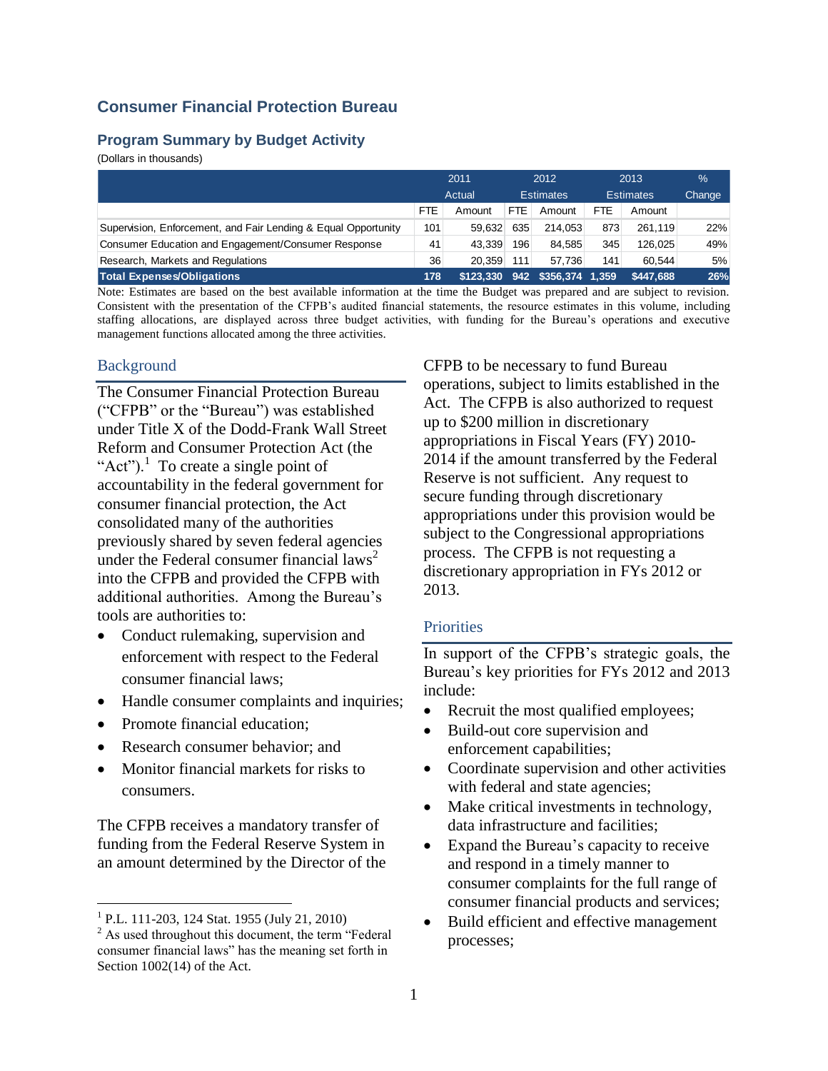## Consumer Financial Protection Bureau

### Program Summary by Budget Activity

(Dollars in thousands)

| | 2011 Actual | | 2012 Estimates | | 2013 Estimates | | % Change |
|---|---|---|---|---|---|---|---|
| | FTE | Amount | FTE | Amount | FTE | Amount | |
| Supervision, Enforcement, and Fair Lending & Equal Opportunity | 101 | 59,632 | 635 | 214,053 | 873 | 261,119 | 22% |
| Consumer Education and Engagement/Consumer Response | 41 | 43,339 | 196 | 84,585 | 345 | 126,025 | 49% |
| Research, Markets and Regulations | 36 | 20,359 | 111 | 57,736 | 141 | 60,544 | 5% |
| **Total Expenses/Obligations** | **178** | **$123,330** | **942** | **$356,374** | **1,359** | **$447,688** | **26%** |

Note: Estimates are based on the best available information at the time the Budget was prepared and are subject to revision. Consistent with the presentation of the CFPB's audited financial statements, the resource estimates in this volume, including staffing allocations, are displayed across three budget activities, with funding for the Bureau's operations and executive management functions allocated among the three activities.

### Background

The Consumer Financial Protection Bureau ("CFPB" or the "Bureau") was established under Title X of the Dodd-Frank Wall Street Reform and Consumer Protection Act (the "Act").[1] To create a single point of accountability in the federal government for consumer financial protection, the Act consolidated many of the authorities previously shared by seven federal agencies under the Federal consumer financial laws[2] into the CFPB and provided the CFPB with additional authorities. Among the Bureau's tools are authorities to:

- Conduct rulemaking, supervision and enforcement with respect to the Federal consumer financial laws;
- Handle consumer complaints and inquiries;
- Promote financial education;
- Research consumer behavior; and
- Monitor financial markets for risks to consumers.

The CFPB receives a mandatory transfer of funding from the Federal Reserve System in an amount determined by the Director of the CFPB to be necessary to fund Bureau operations, subject to limits established in the Act. The CFPB is also authorized to request up to $200 million in discretionary appropriations in Fiscal Years (FY) 2010-2014 if the amount transferred by the Federal Reserve is not sufficient. Any request to secure funding through discretionary appropriations under this provision would be subject to the Congressional appropriations process. The CFPB is not requesting a discretionary appropriation in FYs 2012 or 2013.

### Priorities

In support of the CFPB's strategic goals, the Bureau's key priorities for FYs 2012 and 2013 include:

- Recruit the most qualified employees;
- Build-out core supervision and enforcement capabilities;
- Coordinate supervision and other activities with federal and state agencies;
- Make critical investments in technology, data infrastructure and facilities;
- Expand the Bureau's capacity to receive and respond in a timely manner to consumer complaints for the full range of consumer financial products and services;
- Build efficient and effective management processes;

---

[1] P.L. 111-203, 124 Stat. 1955 (July 21, 2010)

[2] As used throughout this document, the term "Federal consumer financial laws" has the meaning set forth in Section 1002(14) of the Act.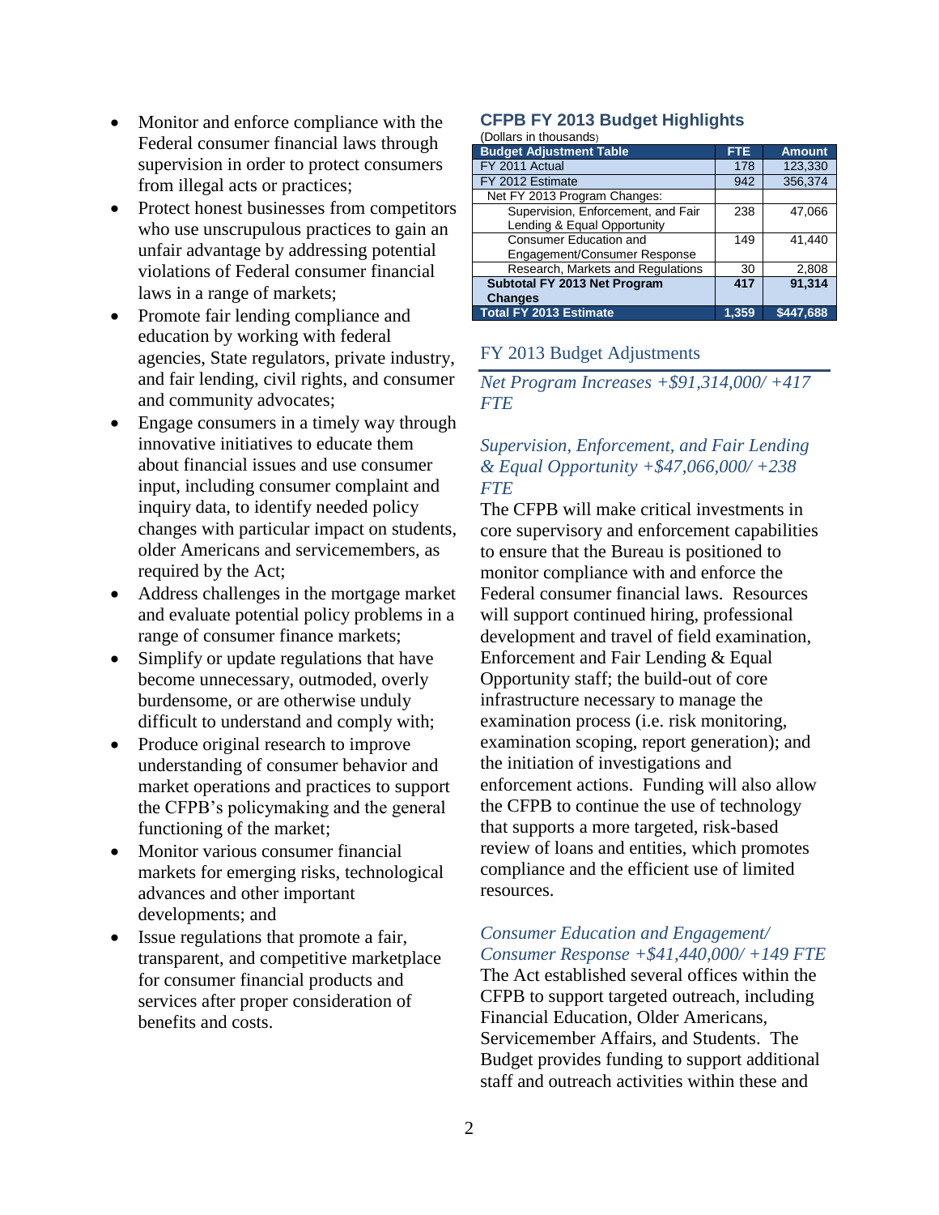- Monitor and enforce compliance with the Federal consumer financial laws through supervision in order to protect consumers from illegal acts or practices;
- Protect honest businesses from competitors who use unscrupulous practices to gain an unfair advantage by addressing potential violations of Federal consumer financial laws in a range of markets;
- Promote fair lending compliance and education by working with federal agencies, State regulators, private industry, and fair lending, civil rights, and consumer and community advocates;
- Engage consumers in a timely way through innovative initiatives to educate them about financial issues and use consumer input, including consumer complaint and inquiry data, to identify needed policy changes with particular impact on students, older Americans and servicemembers, as required by the Act;
- Address challenges in the mortgage market and evaluate potential policy problems in a range of consumer finance markets;
- Simplify or update regulations that have become unnecessary, outmoded, overly burdensome, or are otherwise unduly difficult to understand and comply with;
- Produce original research to improve understanding of consumer behavior and market operations and practices to support the CFPB's policymaking and the general functioning of the market;
- Monitor various consumer financial markets for emerging risks, technological advances and other important developments; and
- Issue regulations that promote a fair, transparent, and competitive marketplace for consumer financial products and services after proper consideration of benefits and costs.

## CFPB FY 2013 Budget Highlights

(Dollars in thousands)

| Budget Adjustment Table | FTE | Amount |
|---|---|---|
| FY 2011 Actual | 178 | 123,330 |
| FY 2012 Estimate | 942 | 356,374 |
| Net FY 2013 Program Changes: | | |
| Supervision, Enforcement, and Fair Lending & Equal Opportunity | 238 | 47,066 |
| Consumer Education and Engagement/Consumer Response | 149 | 41,440 |
| Research, Markets and Regulations | 30 | 2,808 |
| **Subtotal FY 2013 Net Program Changes** | **417** | **91,314** |
| **Total FY 2013 Estimate** | **1,359** | **$447,688** |

## FY 2013 Budget Adjustments

*Net Program Increases +$91,314,000/ +417 FTE*

*Supervision, Enforcement, and Fair Lending & Equal Opportunity +$47,066,000/ +238 FTE*

The CFPB will make critical investments in core supervisory and enforcement capabilities to ensure that the Bureau is positioned to monitor compliance with and enforce the Federal consumer financial laws. Resources will support continued hiring, professional development and travel of field examination, Enforcement and Fair Lending & Equal Opportunity staff; the build-out of core infrastructure necessary to manage the examination process (i.e. risk monitoring, examination scoping, report generation); and the initiation of investigations and enforcement actions. Funding will also allow the CFPB to continue the use of technology that supports a more targeted, risk-based review of loans and entities, which promotes compliance and the efficient use of limited resources.

*Consumer Education and Engagement/ Consumer Response +$41,440,000/ +149 FTE*

The Act established several offices within the CFPB to support targeted outreach, including Financial Education, Older Americans, Servicemember Affairs, and Students. The Budget provides funding to support additional staff and outreach activities within these and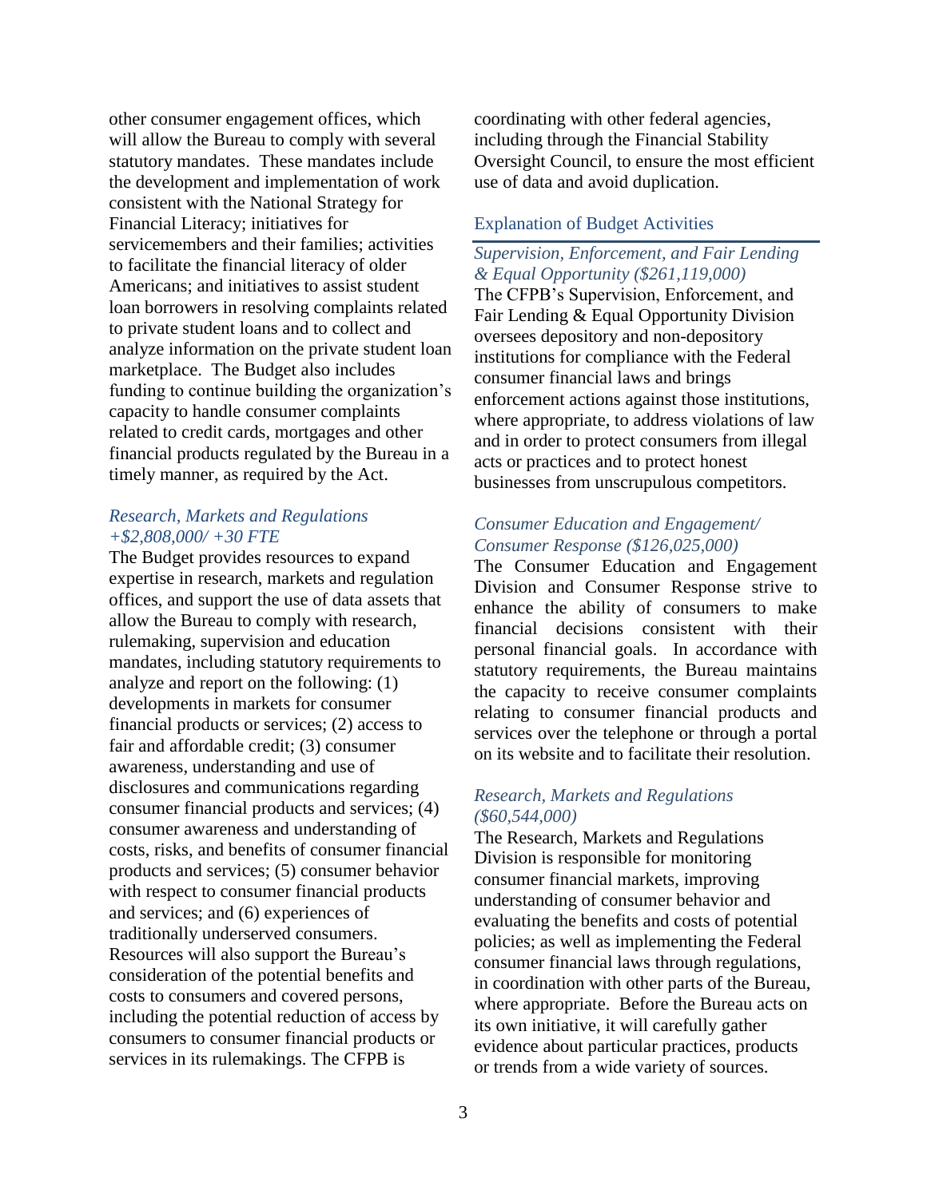other consumer engagement offices, which will allow the Bureau to comply with several statutory mandates. These mandates include the development and implementation of work consistent with the National Strategy for Financial Literacy; initiatives for servicemembers and their families; activities to facilitate the financial literacy of older Americans; and initiatives to assist student loan borrowers in resolving complaints related to private student loans and to collect and analyze information on the private student loan marketplace. The Budget also includes funding to continue building the organization's capacity to handle consumer complaints related to credit cards, mortgages and other financial products regulated by the Bureau in a timely manner, as required by the Act.

*Research, Markets and Regulations +$2,808,000/ +30 FTE*

The Budget provides resources to expand expertise in research, markets and regulation offices, and support the use of data assets that allow the Bureau to comply with research, rulemaking, supervision and education mandates, including statutory requirements to analyze and report on the following: (1) developments in markets for consumer financial products or services; (2) access to fair and affordable credit; (3) consumer awareness, understanding and use of disclosures and communications regarding consumer financial products and services; (4) consumer awareness and understanding of costs, risks, and benefits of consumer financial products and services; (5) consumer behavior with respect to consumer financial products and services; and (6) experiences of traditionally underserved consumers. Resources will also support the Bureau's consideration of the potential benefits and costs to consumers and covered persons, including the potential reduction of access by consumers to consumer financial products or services in its rulemakings. The CFPB is coordinating with other federal agencies, including through the Financial Stability Oversight Council, to ensure the most efficient use of data and avoid duplication.

## Explanation of Budget Activities

*Supervision, Enforcement, and Fair Lending & Equal Opportunity ($261,119,000)*

The CFPB's Supervision, Enforcement, and Fair Lending & Equal Opportunity Division oversees depository and non-depository institutions for compliance with the Federal consumer financial laws and brings enforcement actions against those institutions, where appropriate, to address violations of law and in order to protect consumers from illegal acts or practices and to protect honest businesses from unscrupulous competitors.

*Consumer Education and Engagement/ Consumer Response ($126,025,000)*

The Consumer Education and Engagement Division and Consumer Response strive to enhance the ability of consumers to make financial decisions consistent with their personal financial goals. In accordance with statutory requirements, the Bureau maintains the capacity to receive consumer complaints relating to consumer financial products and services over the telephone or through a portal on its website and to facilitate their resolution.

*Research, Markets and Regulations ($60,544,000)*

The Research, Markets and Regulations Division is responsible for monitoring consumer financial markets, improving understanding of consumer behavior and evaluating the benefits and costs of potential policies; as well as implementing the Federal consumer financial laws through regulations, in coordination with other parts of the Bureau, where appropriate. Before the Bureau acts on its own initiative, it will carefully gather evidence about particular practices, products or trends from a wide variety of sources.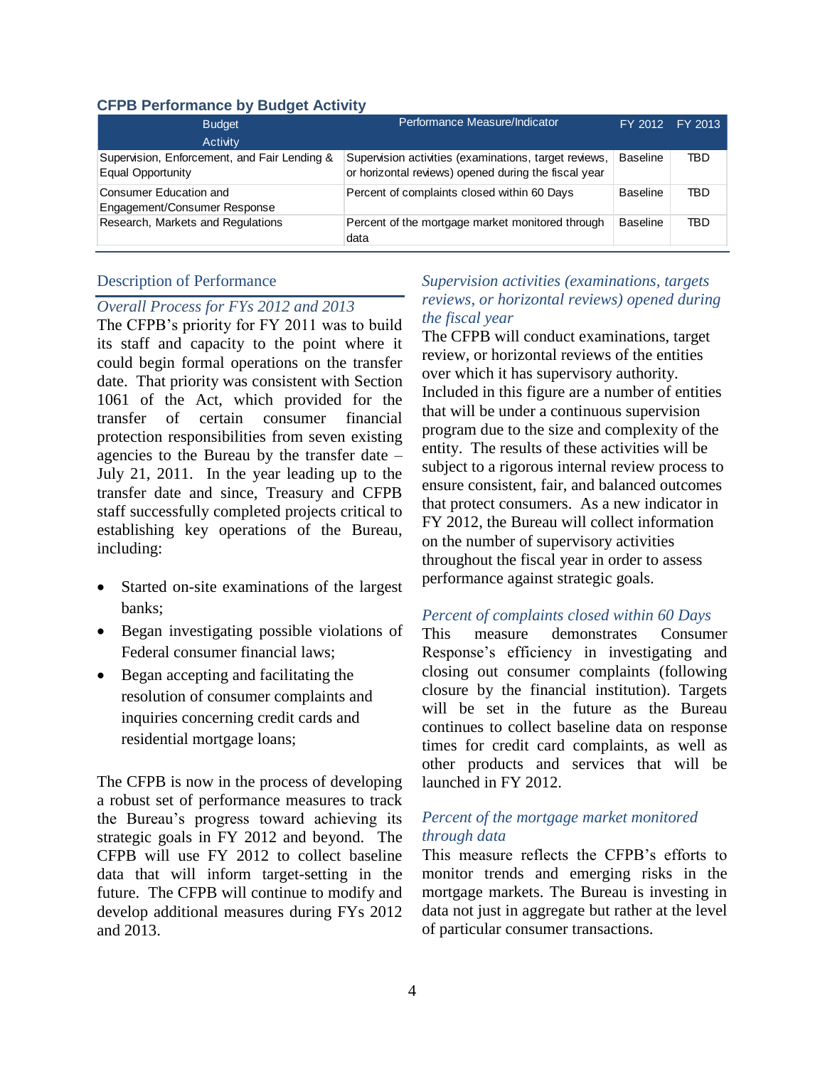### CFPB Performance by Budget Activity

| Budget Activity | Performance Measure/Indicator | FY 2012 | FY 2013 |
|---|---|---|---|
| Supervision, Enforcement, and Fair Lending & Equal Opportunity | Supervision activities (examinations, target reviews, or horizontal reviews) opened during the fiscal year | Baseline | TBD |
| Consumer Education and Engagement/Consumer Response | Percent of complaints closed within 60 Days | Baseline | TBD |
| Research, Markets and Regulations | Percent of the mortgage market monitored through data | Baseline | TBD |

## Description of Performance

*Overall Process for FYs 2012 and 2013*

The CFPB's priority for FY 2011 was to build its staff and capacity to the point where it could begin formal operations on the transfer date. That priority was consistent with Section 1061 of the Act, which provided for the transfer of certain consumer financial protection responsibilities from seven existing agencies to the Bureau by the transfer date – July 21, 2011. In the year leading up to the transfer date and since, Treasury and CFPB staff successfully completed projects critical to establishing key operations of the Bureau, including:

- Started on-site examinations of the largest banks;
- Began investigating possible violations of Federal consumer financial laws;
- Began accepting and facilitating the resolution of consumer complaints and inquiries concerning credit cards and residential mortgage loans;

The CFPB is now in the process of developing a robust set of performance measures to track the Bureau's progress toward achieving its strategic goals in FY 2012 and beyond. The CFPB will use FY 2012 to collect baseline data that will inform target-setting in the future. The CFPB will continue to modify and develop additional measures during FYs 2012 and 2013.

*Supervision activities (examinations, targets reviews, or horizontal reviews) opened during the fiscal year*

The CFPB will conduct examinations, target review, or horizontal reviews of the entities over which it has supervisory authority. Included in this figure are a number of entities that will be under a continuous supervision program due to the size and complexity of the entity. The results of these activities will be subject to a rigorous internal review process to ensure consistent, fair, and balanced outcomes that protect consumers. As a new indicator in FY 2012, the Bureau will collect information on the number of supervisory activities throughout the fiscal year in order to assess performance against strategic goals.

*Percent of complaints closed within 60 Days*

This measure demonstrates Consumer Response's efficiency in investigating and closing out consumer complaints (following closure by the financial institution). Targets will be set in the future as the Bureau continues to collect baseline data on response times for credit card complaints, as well as other products and services that will be launched in FY 2012.

*Percent of the mortgage market monitored through data*

This measure reflects the CFPB's efforts to monitor trends and emerging risks in the mortgage markets. The Bureau is investing in data not just in aggregate but rather at the level of particular consumer transactions.